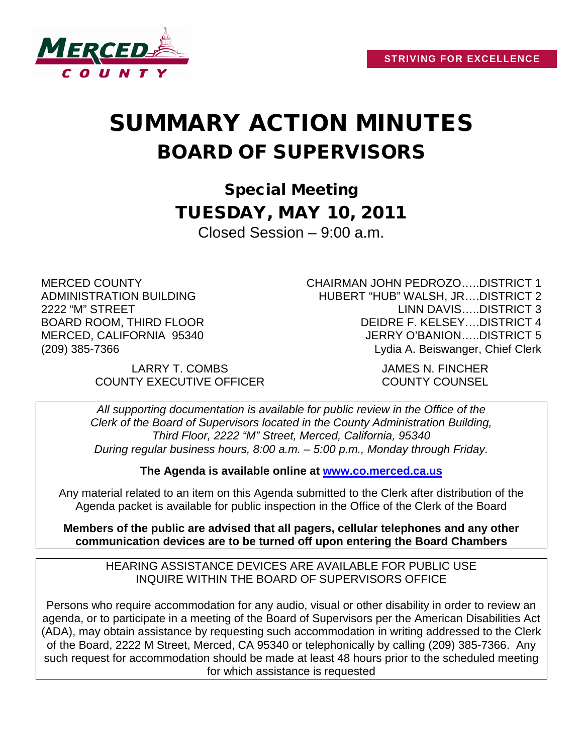MERCED COUNTY

**STRIVING FOR EXCELLENCE**

# SUMMARY ACTION MINUTES

## BOARD OF SUPERVISORS

### Special Meeting

### TUESDAY, MAY 10, 2011

Closed Session – 9:00 a.m.

MERCED COUNTY
ADMINISTRATION BUILDING
2222 "M" STREET
BOARD ROOM, THIRD FLOOR
MERCED, CALIFORNIA 95340
(209) 385-7366

CHAIRMAN JOHN PEDROZO…..DISTRICT 1
HUBERT "HUB" WALSH, JR….DISTRICT 2
LINN DAVIS…..DISTRICT 3
DEIDRE F. KELSEY….DISTRICT 4
JERRY O'BANION…..DISTRICT 5
Lydia A. Beiswanger, Chief Clerk

LARRY T. COMBS
COUNTY EXECUTIVE OFFICER

JAMES N. FINCHER
COUNTY COUNSEL

*All supporting documentation is available for public review in the Office of the Clerk of the Board of Supervisors located in the County Administration Building, Third Floor, 2222 "M" Street, Merced, California, 95340 During regular business hours, 8:00 a.m. – 5:00 p.m., Monday through Friday.*

**The Agenda is available online at www.co.merced.ca.us**

Any material related to an item on this Agenda submitted to the Clerk after distribution of the Agenda packet is available for public inspection in the Office of the Clerk of the Board

**Members of the public are advised that all pagers, cellular telephones and any other communication devices are to be turned off upon entering the Board Chambers**

HEARING ASSISTANCE DEVICES ARE AVAILABLE FOR PUBLIC USE
INQUIRE WITHIN THE BOARD OF SUPERVISORS OFFICE

Persons who require accommodation for any audio, visual or other disability in order to review an agenda, or to participate in a meeting of the Board of Supervisors per the American Disabilities Act (ADA), may obtain assistance by requesting such accommodation in writing addressed to the Clerk of the Board, 2222 M Street, Merced, CA 95340 or telephonically by calling (209) 385-7366. Any such request for accommodation should be made at least 48 hours prior to the scheduled meeting for which assistance is requested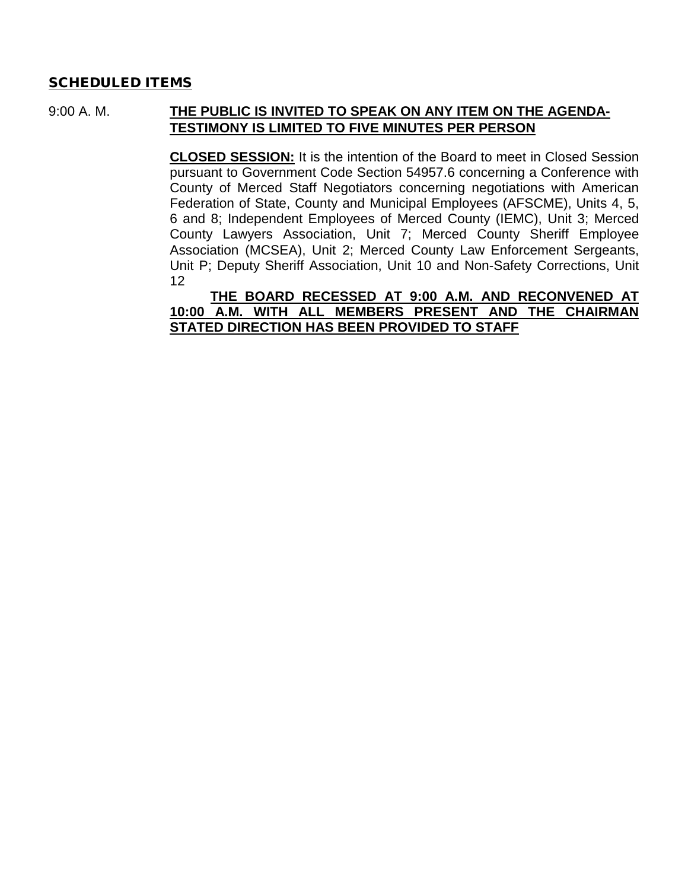## SCHEDULED ITEMS

9:00 A. M. **THE PUBLIC IS INVITED TO SPEAK ON ANY ITEM ON THE AGENDA-TESTIMONY IS LIMITED TO FIVE MINUTES PER PERSON**

**CLOSED SESSION:** It is the intention of the Board to meet in Closed Session pursuant to Government Code Section 54957.6 concerning a Conference with County of Merced Staff Negotiators concerning negotiations with American Federation of State, County and Municipal Employees (AFSCME), Units 4, 5, 6 and 8; Independent Employees of Merced County (IEMC), Unit 3; Merced County Lawyers Association, Unit 7; Merced County Sheriff Employee Association (MCSEA), Unit 2; Merced County Law Enforcement Sergeants, Unit P; Deputy Sheriff Association, Unit 10 and Non-Safety Corrections, Unit 12

**THE BOARD RECESSED AT 9:00 A.M. AND RECONVENED AT 10:00 A.M. WITH ALL MEMBERS PRESENT AND THE CHAIRMAN STATED DIRECTION HAS BEEN PROVIDED TO STAFF**